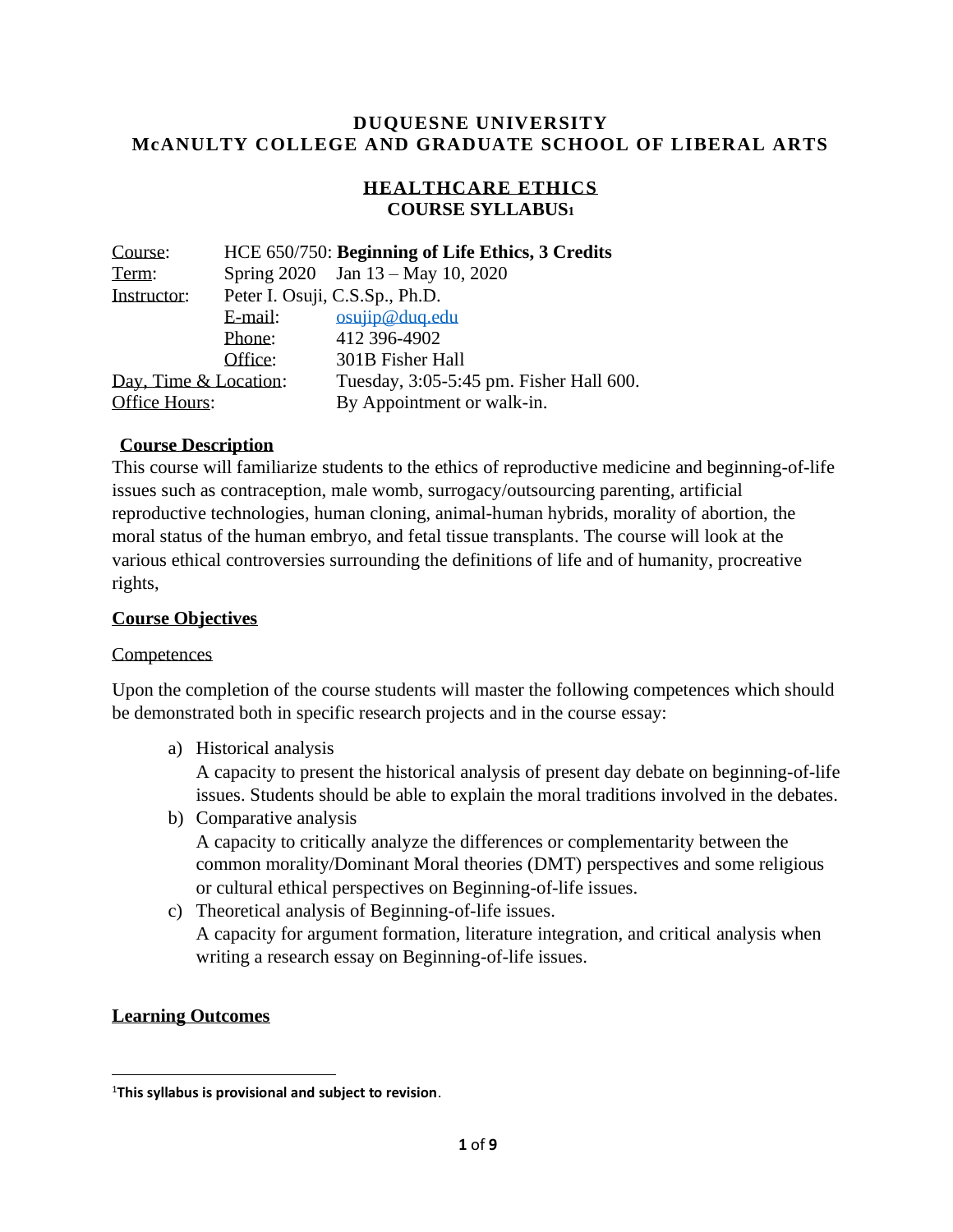# DUQUESNE UNIVERSITY
# McANULTY COLLEGE AND GRADUATE SCHOOL OF LIBERAL ARTS

## HEALTHCARE ETHICS
## COURSE SYLLABUS[1]

Course: HCE 650/750: **Beginning of Life Ethics, 3 Credits**
Term: Spring 2020 Jan 13 – May 10, 2020
Instructor: Peter I. Osuji, C.S.Sp., Ph.D.
E-mail: osujip@duq.edu
Phone: 412 396-4902
Office: 301B Fisher Hall
Day, Time & Location: Tuesday, 3:05-5:45 pm. Fisher Hall 600.
Office Hours: By Appointment or walk-in.

### Course Description

This course will familiarize students to the ethics of reproductive medicine and beginning-of-life issues such as contraception, male womb, surrogacy/outsourcing parenting, artificial reproductive technologies, human cloning, animal-human hybrids, morality of abortion, the moral status of the human embryo, and fetal tissue transplants. The course will look at the various ethical controversies surrounding the definitions of life and of humanity, procreative rights,

### Course Objectives

Competences

Upon the completion of the course students will master the following competences which should be demonstrated both in specific research projects and in the course essay:

a) Historical analysis
   A capacity to present the historical analysis of present day debate on beginning-of-life issues. Students should be able to explain the moral traditions involved in the debates.
b) Comparative analysis
   A capacity to critically analyze the differences or complementarity between the common morality/Dominant Moral theories (DMT) perspectives and some religious or cultural ethical perspectives on Beginning-of-life issues.
c) Theoretical analysis of Beginning-of-life issues.
   A capacity for argument formation, literature integration, and critical analysis when writing a research essay on Beginning-of-life issues.

### Learning Outcomes

[1]**This syllabus is provisional and subject to revision**.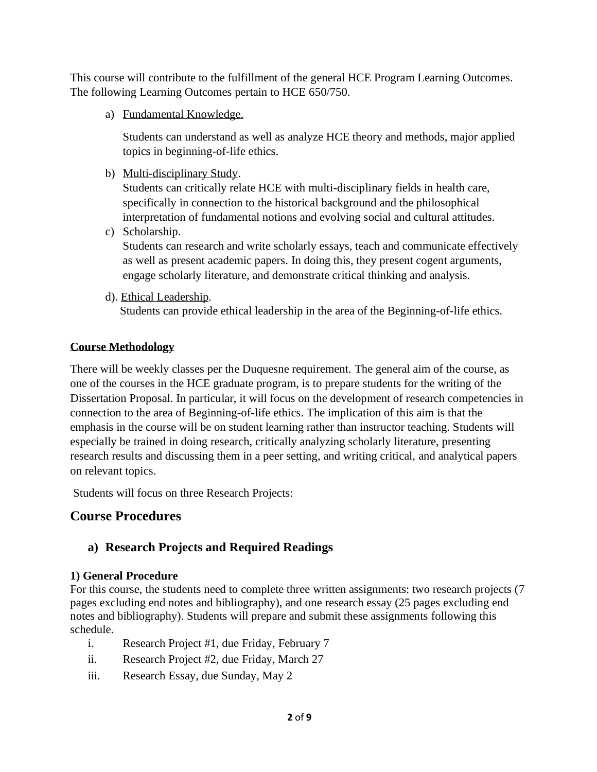This course will contribute to the fulfillment of the general HCE Program Learning Outcomes. The following Learning Outcomes pertain to HCE 650/750.

a) Fundamental Knowledge.

   Students can understand as well as analyze HCE theory and methods, major applied topics in beginning-of-life ethics.

b) Multi-disciplinary Study.
   Students can critically relate HCE with multi-disciplinary fields in health care, specifically in connection to the historical background and the philosophical interpretation of fundamental notions and evolving social and cultural attitudes.

c) Scholarship.
   Students can research and write scholarly essays, teach and communicate effectively as well as present academic papers. In doing this, they present cogent arguments, engage scholarly literature, and demonstrate critical thinking and analysis.

d). Ethical Leadership.
   Students can provide ethical leadership in the area of the Beginning-of-life ethics.

**Course Methodology**

There will be weekly classes per the Duquesne requirement. The general aim of the course, as one of the courses in the HCE graduate program, is to prepare students for the writing of the Dissertation Proposal. In particular, it will focus on the development of research competencies in connection to the area of Beginning-of-life ethics. The implication of this aim is that the emphasis in the course will be on student learning rather than instructor teaching. Students will especially be trained in doing research, critically analyzing scholarly literature, presenting research results and discussing them in a peer setting, and writing critical, and analytical papers on relevant topics.

Students will focus on three Research Projects:

## Course Procedures

### a) Research Projects and Required Readings

**1) General Procedure**

For this course, the students need to complete three written assignments: two research projects (7 pages excluding end notes and bibliography), and one research essay (25 pages excluding end notes and bibliography). Students will prepare and submit these assignments following this schedule.

i. Research Project #1, due Friday, February 7

ii. Research Project #2, due Friday, March 27

iii. Research Essay, due Sunday, May 2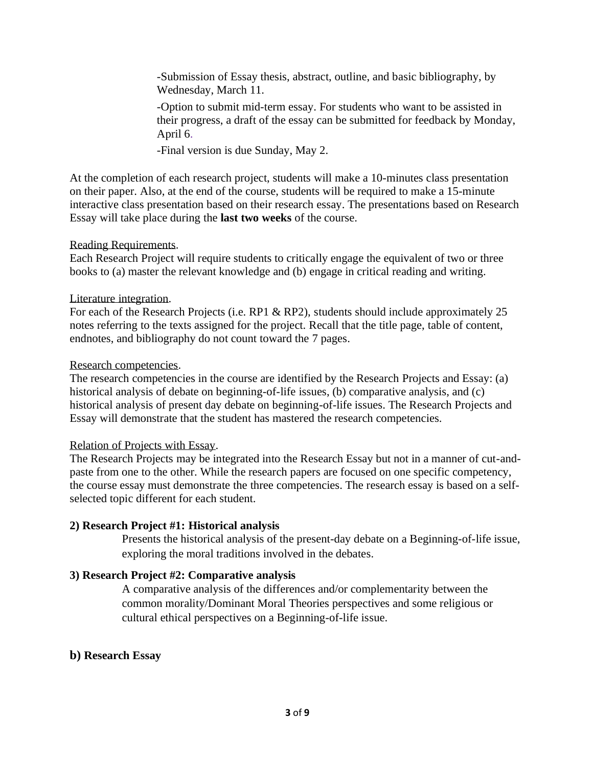-Submission of Essay thesis, abstract, outline, and basic bibliography, by Wednesday, March 11.

-Option to submit mid-term essay. For students who want to be assisted in their progress, a draft of the essay can be submitted for feedback by Monday, April 6.

-Final version is due Sunday, May 2.

At the completion of each research project, students will make a 10-minutes class presentation on their paper. Also, at the end of the course, students will be required to make a 15-minute interactive class presentation based on their research essay. The presentations based on Research Essay will take place during the **last two weeks** of the course.

Reading Requirements.
Each Research Project will require students to critically engage the equivalent of two or three books to (a) master the relevant knowledge and (b) engage in critical reading and writing.

Literature integration.
For each of the Research Projects (i.e. RP1 & RP2), students should include approximately 25 notes referring to the texts assigned for the project. Recall that the title page, table of content, endnotes, and bibliography do not count toward the 7 pages.

Research competencies.
The research competencies in the course are identified by the Research Projects and Essay: (a) historical analysis of debate on beginning-of-life issues, (b) comparative analysis, and (c) historical analysis of present day debate on beginning-of-life issues. The Research Projects and Essay will demonstrate that the student has mastered the research competencies.

Relation of Projects with Essay.
The Research Projects may be integrated into the Research Essay but not in a manner of cut-and-paste from one to the other. While the research papers are focused on one specific competency, the course essay must demonstrate the three competencies. The research essay is based on a self-selected topic different for each student.

**2) Research Project #1: Historical analysis**

Presents the historical analysis of the present-day debate on a Beginning-of-life issue, exploring the moral traditions involved in the debates.

**3) Research Project #2: Comparative analysis**

A comparative analysis of the differences and/or complementarity between the common morality/Dominant Moral Theories perspectives and some religious or cultural ethical perspectives on a Beginning-of-life issue.

## b) Research Essay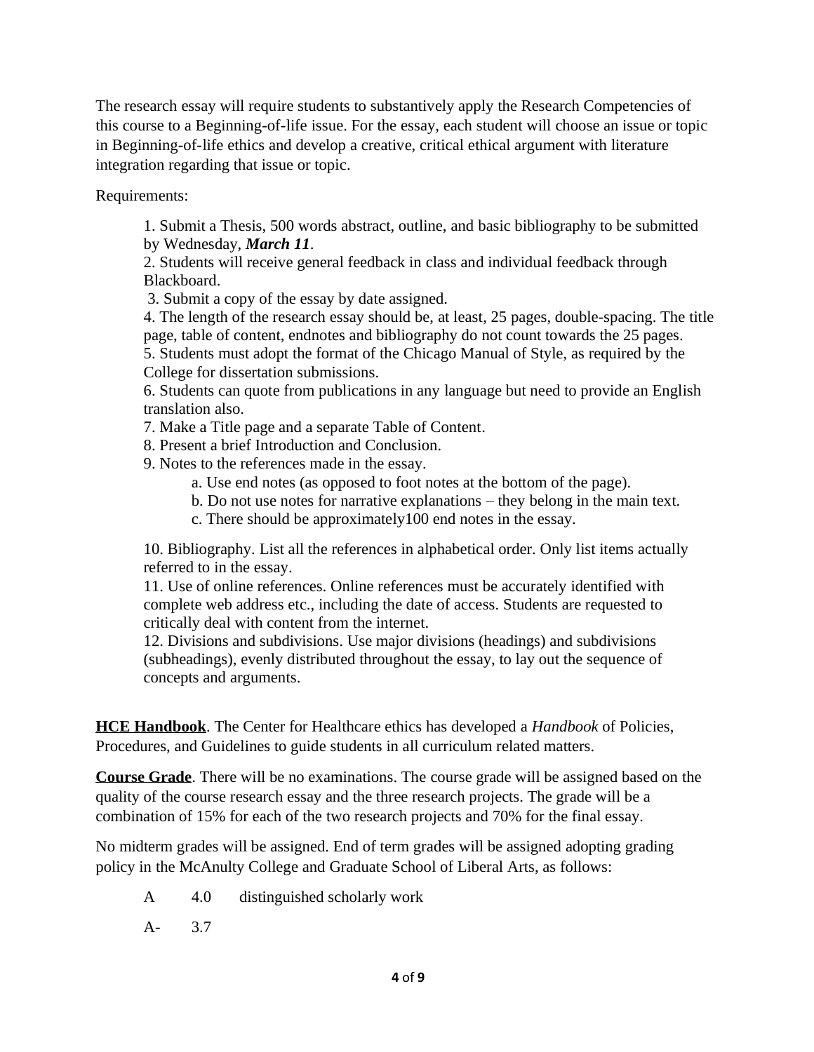The research essay will require students to substantively apply the Research Competencies of this course to a Beginning-of-life issue. For the essay, each student will choose an issue or topic in Beginning-of-life ethics and develop a creative, critical ethical argument with literature integration regarding that issue or topic.

Requirements:

1. Submit a Thesis, 500 words abstract, outline, and basic bibliography to be submitted by Wednesday, ***March 11***.
2. Students will receive general feedback in class and individual feedback through Blackboard.
3. Submit a copy of the essay by date assigned.
4. The length of the research essay should be, at least, 25 pages, double-spacing. The title page, table of content, endnotes and bibliography do not count towards the 25 pages.
5. Students must adopt the format of the Chicago Manual of Style, as required by the College for dissertation submissions.
6. Students can quote from publications in any language but need to provide an English translation also.
7. Make a Title page and a separate Table of Content.
8. Present a brief Introduction and Conclusion.
9. Notes to the references made in the essay.
    a. Use end notes (as opposed to foot notes at the bottom of the page).
    b. Do not use notes for narrative explanations – they belong in the main text.
    c. There should be approximately100 end notes in the essay.
10. Bibliography. List all the references in alphabetical order. Only list items actually referred to in the essay.
11. Use of online references. Online references must be accurately identified with complete web address etc., including the date of access. Students are requested to critically deal with content from the internet.
12. Divisions and subdivisions. Use major divisions (headings) and subdivisions (subheadings), evenly distributed throughout the essay, to lay out the sequence of concepts and arguments.

**HCE Handbook**. The Center for Healthcare ethics has developed a *Handbook* of Policies, Procedures, and Guidelines to guide students in all curriculum related matters.

**Course Grade**. There will be no examinations. The course grade will be assigned based on the quality of the course research essay and the three research projects. The grade will be a combination of 15% for each of the two research projects and 70% for the final essay.

No midterm grades will be assigned. End of term grades will be assigned adopting grading policy in the McAnulty College and Graduate School of Liberal Arts, as follows:

| | | |
|---|---|---|
| A | 4.0 | distinguished scholarly work |
| A- | 3.7 | |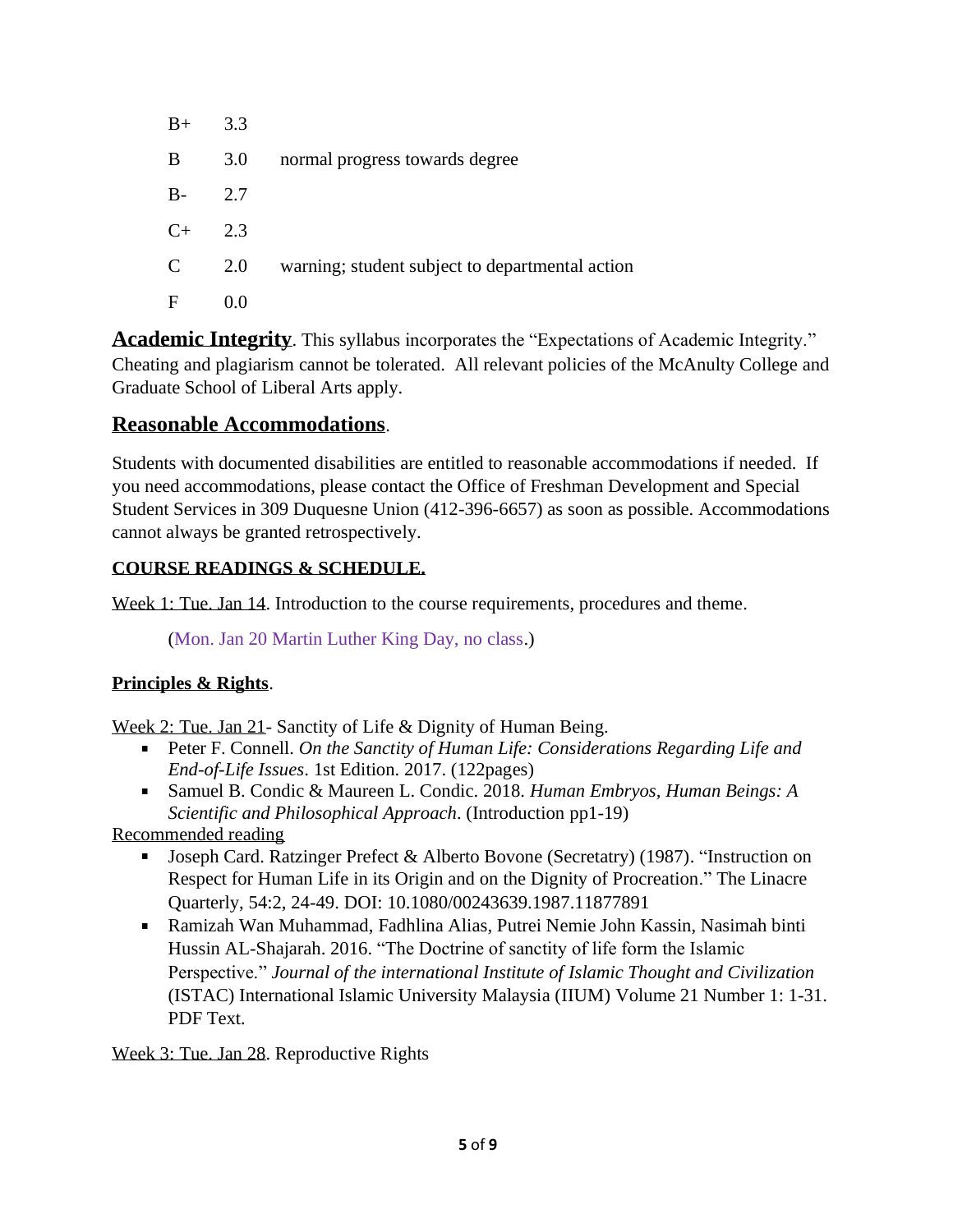| | | |
|---|---|---|
| B+ | 3.3 | |
| B | 3.0 | normal progress towards degree |
| B- | 2.7 | |
| C+ | 2.3 | |
| C | 2.0 | warning; student subject to departmental action |
| F | 0.0 | |

**Academic Integrity**. This syllabus incorporates the "Expectations of Academic Integrity." Cheating and plagiarism cannot be tolerated. All relevant policies of the McAnulty College and Graduate School of Liberal Arts apply.

## Reasonable Accommodations.

Students with documented disabilities are entitled to reasonable accommodations if needed. If you need accommodations, please contact the Office of Freshman Development and Special Student Services in 309 Duquesne Union (412-396-6657) as soon as possible. Accommodations cannot always be granted retrospectively.

### COURSE READINGS & SCHEDULE.

Week 1: Tue. Jan 14. Introduction to the course requirements, procedures and theme.

(Mon. Jan 20 Martin Luther King Day, no class.)

### Principles & Rights.

Week 2: Tue. Jan 21- Sanctity of Life & Dignity of Human Being.

- Peter F. Connell. *On the Sanctity of Human Life: Considerations Regarding Life and End-of-Life Issues*. 1st Edition. 2017. (122pages)
- Samuel B. Condic & Maureen L. Condic. 2018. *Human Embryos, Human Beings: A Scientific and Philosophical Approach*. (Introduction pp1-19)

Recommended reading

- Joseph Card. Ratzinger Prefect & Alberto Bovone (Secretatry) (1987). "Instruction on Respect for Human Life in its Origin and on the Dignity of Procreation." The Linacre Quarterly, 54:2, 24-49. DOI: 10.1080/00243639.1987.11877891
- Ramizah Wan Muhammad, Fadhlina Alias, Putrei Nemie John Kassin, Nasimah binti Hussin AL-Shajarah. 2016. "The Doctrine of sanctity of life form the Islamic Perspective." *Journal of the international Institute of Islamic Thought and Civilization* (ISTAC) International Islamic University Malaysia (IIUM) Volume 21 Number 1: 1-31. PDF Text.

Week 3: Tue. Jan 28. Reproductive Rights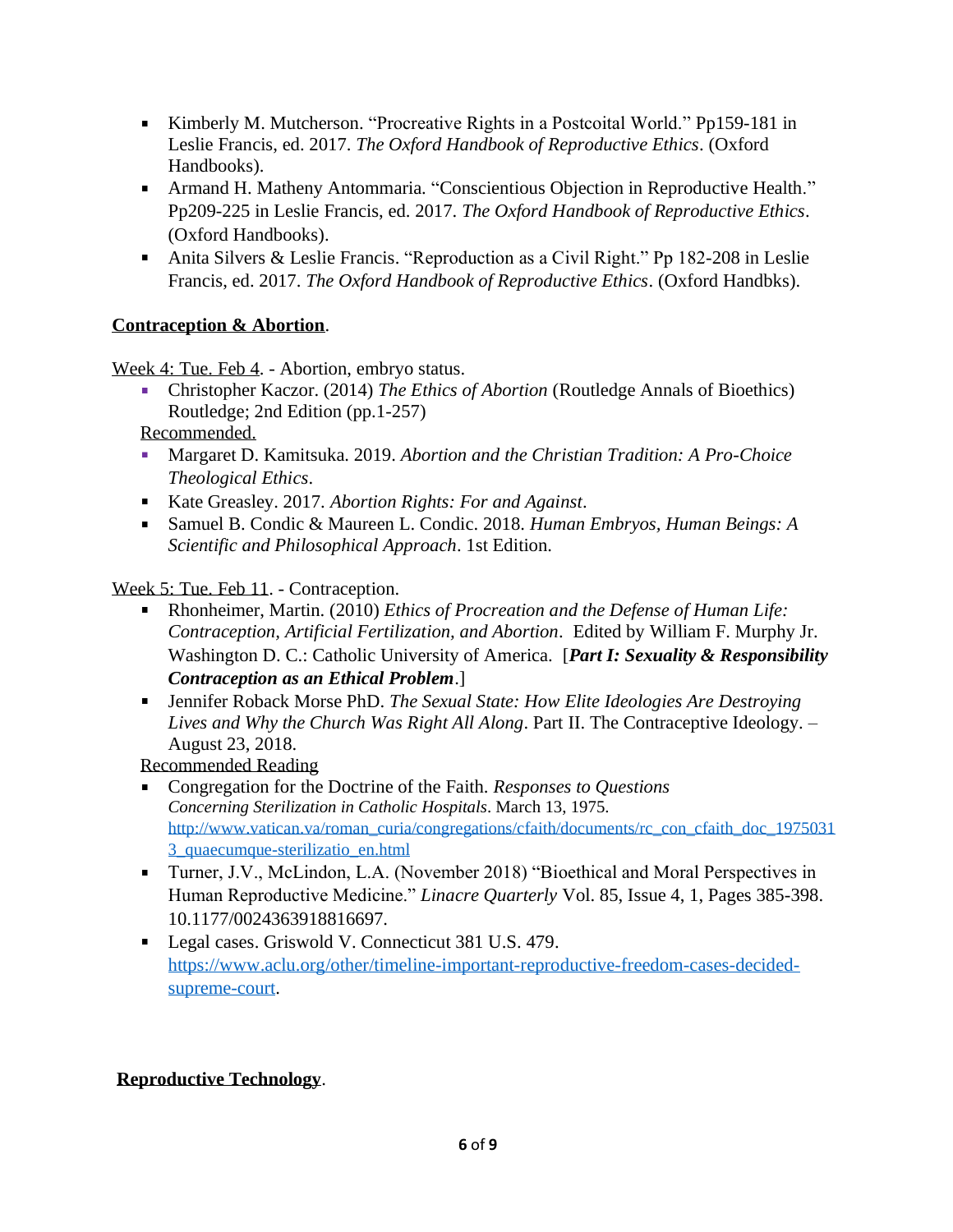- Kimberly M. Mutcherson. "Procreative Rights in a Postcoital World." Pp159-181 in Leslie Francis, ed. 2017. *The Oxford Handbook of Reproductive Ethics*. (Oxford Handbooks).
- Armand H. Matheny Antommaria. "Conscientious Objection in Reproductive Health." Pp209-225 in Leslie Francis, ed. 2017. *The Oxford Handbook of Reproductive Ethics*. (Oxford Handbooks).
- Anita Silvers & Leslie Francis. "Reproduction as a Civil Right." Pp 182-208 in Leslie Francis, ed. 2017. *The Oxford Handbook of Reproductive Ethics*. (Oxford Handbks).

**Contraception & Abortion**.

Week 4: Tue. Feb 4. - Abortion, embryo status.

- Christopher Kaczor. (2014) *The Ethics of Abortion* (Routledge Annals of Bioethics) Routledge; 2nd Edition (pp.1-257)

Recommended.

- Margaret D. Kamitsuka. 2019. *Abortion and the Christian Tradition: A Pro-Choice Theological Ethics*.
- Kate Greasley. 2017. *Abortion Rights: For and Against*.
- Samuel B. Condic & Maureen L. Condic. 2018. *Human Embryos, Human Beings: A Scientific and Philosophical Approach*. 1st Edition.

Week 5: Tue. Feb 11. - Contraception.

- Rhonheimer, Martin. (2010) *Ethics of Procreation and the Defense of Human Life: Contraception, Artificial Fertilization, and Abortion*. Edited by William F. Murphy Jr. Washington D. C.: Catholic University of America. [***Part I: Sexuality & Responsibility Contraception as an Ethical Problem***.]
- Jennifer Roback Morse PhD. *The Sexual State: How Elite Ideologies Are Destroying Lives and Why the Church Was Right All Along*. Part II. The Contraceptive Ideology. – August 23, 2018.

Recommended Reading

- Congregation for the Doctrine of the Faith. *Responses to Questions Concerning Sterilization in Catholic Hospitals*. March 13, 1975. http://www.vatican.va/roman_curia/congregations/cfaith/documents/rc_con_cfaith_doc_19750313_quaecumque-sterilizatio_en.html
- Turner, J.V., McLindon, L.A. (November 2018) "Bioethical and Moral Perspectives in Human Reproductive Medicine." *Linacre Quarterly* Vol. 85, Issue 4, 1, Pages 385-398. 10.1177/0024363918816697.
- Legal cases. Griswold V. Connecticut 381 U.S. 479. https://www.aclu.org/other/timeline-important-reproductive-freedom-cases-decided-supreme-court.

**Reproductive Technology**.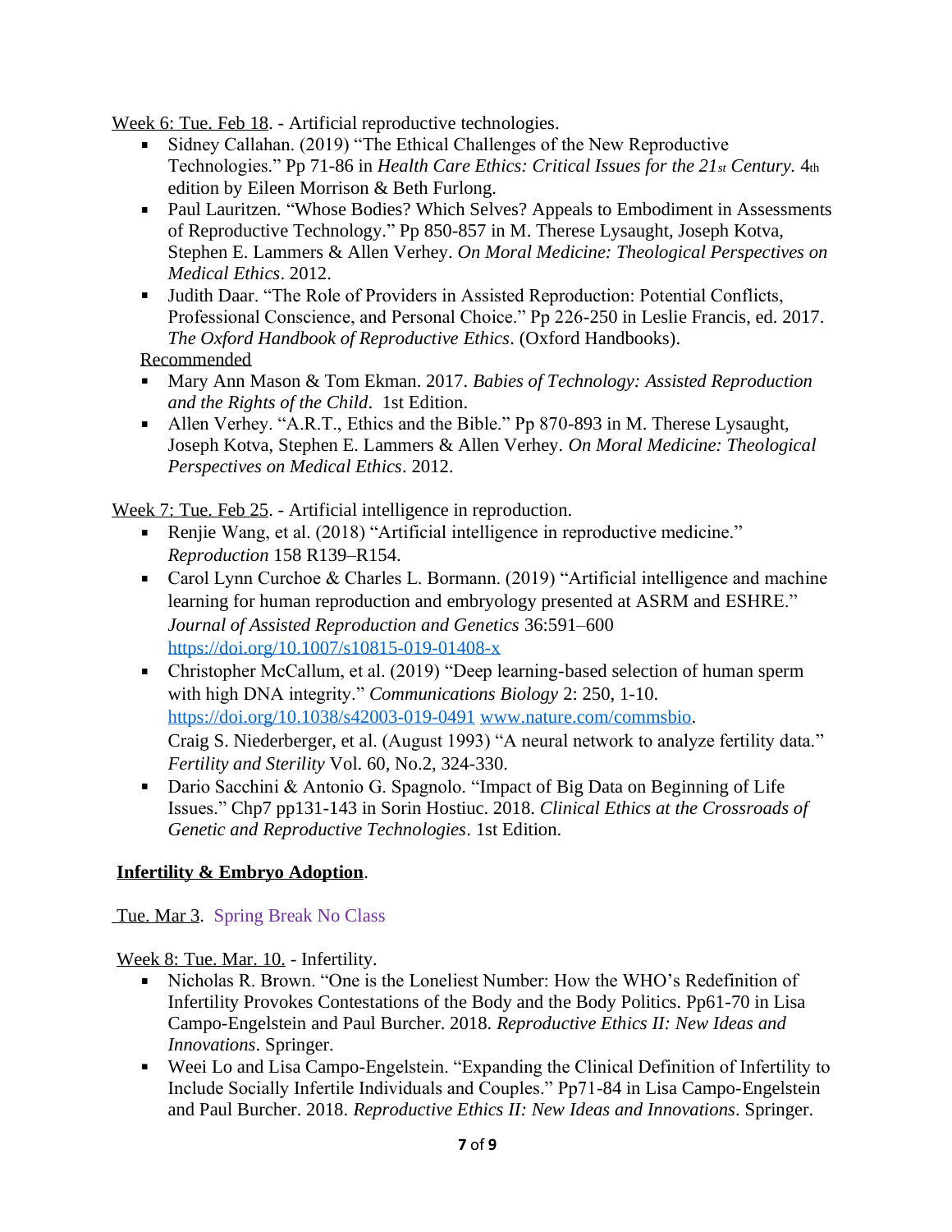Week 6: Tue. Feb 18. - Artificial reproductive technologies.

- Sidney Callahan. (2019) "The Ethical Challenges of the New Reproductive Technologies." Pp 71-86 in *Health Care Ethics: Critical Issues for the 21st Century.* 4th edition by Eileen Morrison & Beth Furlong.
- Paul Lauritzen. "Whose Bodies? Which Selves? Appeals to Embodiment in Assessments of Reproductive Technology." Pp 850-857 in M. Therese Lysaught, Joseph Kotva, Stephen E. Lammers & Allen Verhey. *On Moral Medicine: Theological Perspectives on Medical Ethics*. 2012.
- Judith Daar. "The Role of Providers in Assisted Reproduction: Potential Conflicts, Professional Conscience, and Personal Choice." Pp 226-250 in Leslie Francis, ed. 2017. *The Oxford Handbook of Reproductive Ethics*. (Oxford Handbooks).

Recommended

- Mary Ann Mason & Tom Ekman. 2017. *Babies of Technology: Assisted Reproduction and the Rights of the Child*. 1st Edition.
- Allen Verhey. "A.R.T., Ethics and the Bible." Pp 870-893 in M. Therese Lysaught, Joseph Kotva, Stephen E. Lammers & Allen Verhey. *On Moral Medicine: Theological Perspectives on Medical Ethics*. 2012.

Week 7: Tue. Feb 25. - Artificial intelligence in reproduction.

- Renjie Wang, et al. (2018) "Artificial intelligence in reproductive medicine." *Reproduction* 158 R139–R154.
- Carol Lynn Curchoe & Charles L. Bormann. (2019) "Artificial intelligence and machine learning for human reproduction and embryology presented at ASRM and ESHRE." *Journal of Assisted Reproduction and Genetics* 36:591–600 https://doi.org/10.1007/s10815-019-01408-x
- Christopher McCallum, et al. (2019) "Deep learning-based selection of human sperm with high DNA integrity." *Communications Biology* 2: 250, 1-10. https://doi.org/10.1038/s42003-019-0491 www.nature.com/commsbio.
  Craig S. Niederberger, et al. (August 1993) "A neural network to analyze fertility data." *Fertility and Sterility* Vol. 60, No.2, 324-330.
- Dario Sacchini & Antonio G. Spagnolo. "Impact of Big Data on Beginning of Life Issues." Chp7 pp131-143 in Sorin Hostiuc. 2018. *Clinical Ethics at the Crossroads of Genetic and Reproductive Technologies*. 1st Edition.

**Infertility & Embryo Adoption**.

Tue. Mar 3. Spring Break No Class

Week 8: Tue. Mar. 10. - Infertility.

- Nicholas R. Brown. "One is the Loneliest Number: How the WHO's Redefinition of Infertility Provokes Contestations of the Body and the Body Politics. Pp61-70 in Lisa Campo-Engelstein and Paul Burcher. 2018. *Reproductive Ethics II: New Ideas and Innovations*. Springer.
- Weei Lo and Lisa Campo-Engelstein. "Expanding the Clinical Definition of Infertility to Include Socially Infertile Individuals and Couples." Pp71-84 in Lisa Campo-Engelstein and Paul Burcher. 2018. *Reproductive Ethics II: New Ideas and Innovations*. Springer.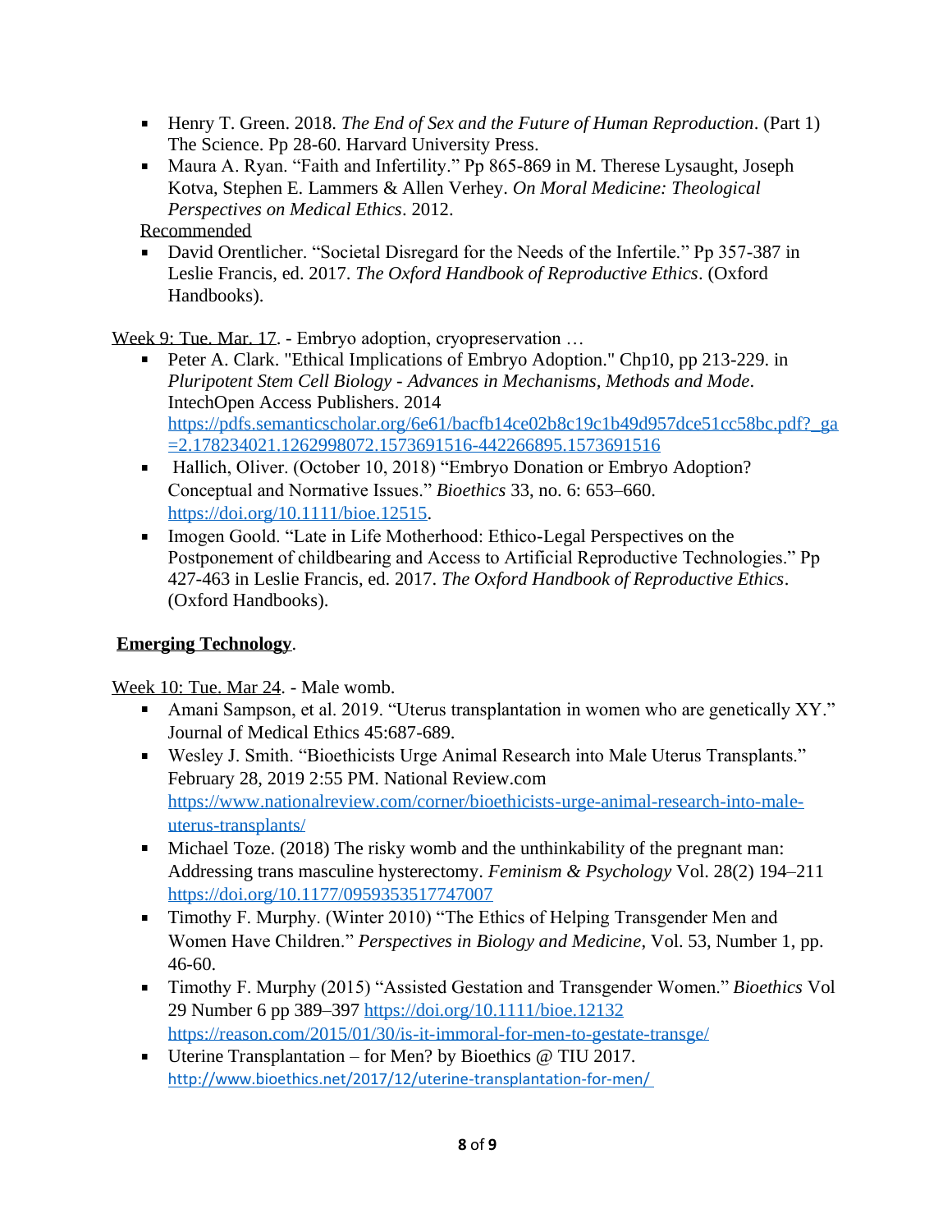- Henry T. Green. 2018. *The End of Sex and the Future of Human Reproduction*. (Part 1) The Science. Pp 28-60. Harvard University Press.
- Maura A. Ryan. "Faith and Infertility." Pp 865-869 in M. Therese Lysaught, Joseph Kotva, Stephen E. Lammers & Allen Verhey. *On Moral Medicine: Theological Perspectives on Medical Ethics*. 2012.

Recommended

- David Orentlicher. "Societal Disregard for the Needs of the Infertile." Pp 357-387 in Leslie Francis, ed. 2017. *The Oxford Handbook of Reproductive Ethics*. (Oxford Handbooks).

Week 9: Tue. Mar. 17. - Embryo adoption, cryopreservation …

- Peter A. Clark. "Ethical Implications of Embryo Adoption." Chp10, pp 213-229. in *Pluripotent Stem Cell Biology - Advances in Mechanisms, Methods and Mode*. IntechOpen Access Publishers. 2014 https://pdfs.semanticscholar.org/6e61/bacfb14ce02b8c19c1b49d957dce51cc58bc.pdf?_ga=2.178234021.1262998072.1573691516-442266895.1573691516
- Hallich, Oliver. (October 10, 2018) "Embryo Donation or Embryo Adoption? Conceptual and Normative Issues." *Bioethics* 33, no. 6: 653–660. https://doi.org/10.1111/bioe.12515.
- Imogen Goold. "Late in Life Motherhood: Ethico-Legal Perspectives on the Postponement of childbearing and Access to Artificial Reproductive Technologies." Pp 427-463 in Leslie Francis, ed. 2017. *The Oxford Handbook of Reproductive Ethics*. (Oxford Handbooks).

**Emerging Technology**.

Week 10: Tue. Mar 24. - Male womb.

- Amani Sampson, et al. 2019. "Uterus transplantation in women who are genetically XY." Journal of Medical Ethics 45:687-689.
- Wesley J. Smith. "Bioethicists Urge Animal Research into Male Uterus Transplants." February 28, 2019 2:55 PM. National Review.com https://www.nationalreview.com/corner/bioethicists-urge-animal-research-into-male-uterus-transplants/
- Michael Toze. (2018) The risky womb and the unthinkability of the pregnant man: Addressing trans masculine hysterectomy. *Feminism & Psychology* Vol. 28(2) 194–211 https://doi.org/10.1177/0959353517747007
- Timothy F. Murphy. (Winter 2010) "The Ethics of Helping Transgender Men and Women Have Children." *Perspectives in Biology and Medicine*, Vol. 53, Number 1, pp. 46-60.
- Timothy F. Murphy (2015) "Assisted Gestation and Transgender Women." *Bioethics* Vol 29 Number 6 pp 389–397 https://doi.org/10.1111/bioe.12132 https://reason.com/2015/01/30/is-it-immoral-for-men-to-gestate-transge/
- Uterine Transplantation – for Men? by Bioethics @ TIU 2017. http://www.bioethics.net/2017/12/uterine-transplantation-for-men/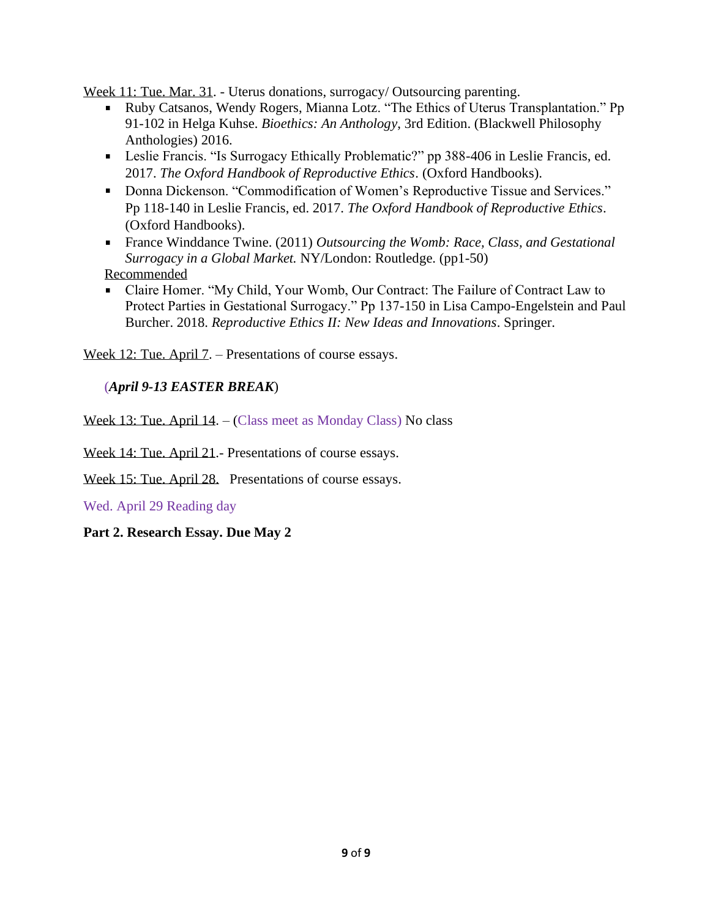Week 11: Tue. Mar. 31. - Uterus donations, surrogacy/ Outsourcing parenting.

- Ruby Catsanos, Wendy Rogers, Mianna Lotz. "The Ethics of Uterus Transplantation." Pp 91-102 in Helga Kuhse. *Bioethics: An Anthology*, 3rd Edition. (Blackwell Philosophy Anthologies) 2016.
- Leslie Francis. "Is Surrogacy Ethically Problematic?" pp 388-406 in Leslie Francis, ed. 2017. *The Oxford Handbook of Reproductive Ethics*. (Oxford Handbooks).
- Donna Dickenson. "Commodification of Women's Reproductive Tissue and Services." Pp 118-140 in Leslie Francis, ed. 2017. *The Oxford Handbook of Reproductive Ethics*. (Oxford Handbooks).
- France Winddance Twine. (2011) *Outsourcing the Womb: Race, Class, and Gestational Surrogacy in a Global Market.* NY/London: Routledge. (pp1-50)

Recommended

- Claire Homer. "My Child, Your Womb, Our Contract: The Failure of Contract Law to Protect Parties in Gestational Surrogacy." Pp 137-150 in Lisa Campo-Engelstein and Paul Burcher. 2018. *Reproductive Ethics II: New Ideas and Innovations*. Springer.

Week 12: Tue. April 7. – Presentations of course essays.

(***April 9-13 EASTER BREAK***)

Week 13: Tue. April 14. – (Class meet as Monday Class) No class

Week 14: Tue. April 21.- Presentations of course essays.

Week 15: Tue. April 28. Presentations of course essays.

Wed. April 29 Reading day

**Part 2. Research Essay. Due May 2**